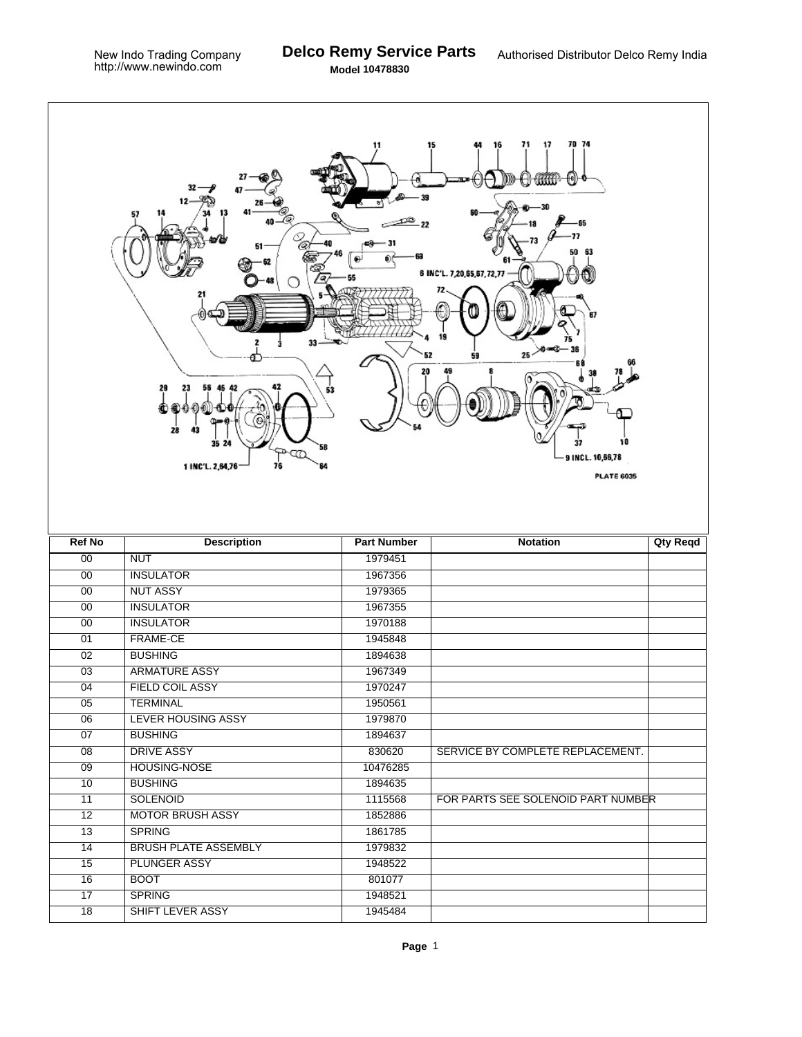New Indo Trading Company
http://www.newindo.com

# Delco Remy Service Parts

**Model 10478830**

Authorised Distributor Delco Remy India

| Ref No | Description | Part Number | Notation | Qty Reqd |
|---|---|---|---|---|
| 00 | NUT | 1979451 | | |
| 00 | INSULATOR | 1967356 | | |
| 00 | NUT ASSY | 1979365 | | |
| 00 | INSULATOR | 1967355 | | |
| 00 | INSULATOR | 1970188 | | |
| 01 | FRAME-CE | 1945848 | | |
| 02 | BUSHING | 1894638 | | |
| 03 | ARMATURE ASSY | 1967349 | | |
| 04 | FIELD COIL ASSY | 1970247 | | |
| 05 | TERMINAL | 1950561 | | |
| 06 | LEVER HOUSING ASSY | 1979870 | | |
| 07 | BUSHING | 1894637 | | |
| 08 | DRIVE ASSY | 830620 | SERVICE BY COMPLETE REPLACEMENT. | |
| 09 | HOUSING-NOSE | 10476285 | | |
| 10 | BUSHING | 1894635 | | |
| 11 | SOLENOID | 1115568 | FOR PARTS SEE SOLENOID PART NUMBER | |
| 12 | MOTOR BRUSH ASSY | 1852886 | | |
| 13 | SPRING | 1861785 | | |
| 14 | BRUSH PLATE ASSEMBLY | 1979832 | | |
| 15 | PLUNGER ASSY | 1948522 | | |
| 16 | BOOT | 801077 | | |
| 17 | SPRING | 1948521 | | |
| 18 | SHIFT LEVER ASSY | 1945484 | | |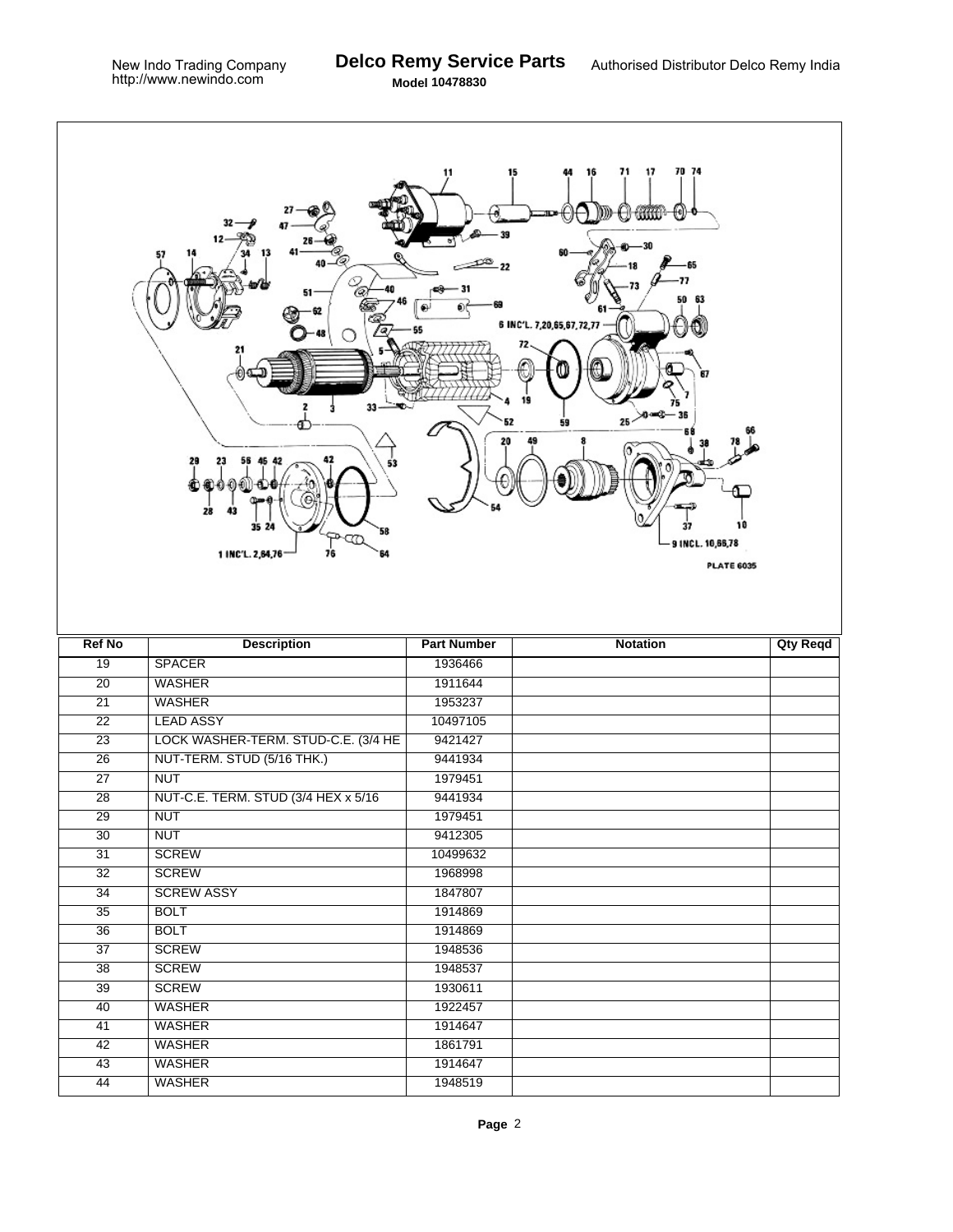| Ref No | Description | Part Number | Notation | Qty Reqd |
| --- | --- | --- | --- | --- |
| 19 | SPACER | 1936466 | | |
| 20 | WASHER | 1911644 | | |
| 21 | WASHER | 1953237 | | |
| 22 | LEAD ASSY | 10497105 | | |
| 23 | LOCK WASHER-TERM. STUD-C.E. (3/4 HE | 9421427 | | |
| 26 | NUT-TERM. STUD (5/16 THK.) | 9441934 | | |
| 27 | NUT | 1979451 | | |
| 28 | NUT-C.E. TERM. STUD (3/4 HEX x 5/16 | 9441934 | | |
| 29 | NUT | 1979451 | | |
| 30 | NUT | 9412305 | | |
| 31 | SCREW | 10499632 | | |
| 32 | SCREW | 1968998 | | |
| 34 | SCREW ASSY | 1847807 | | |
| 35 | BOLT | 1914869 | | |
| 36 | BOLT | 1914869 | | |
| 37 | SCREW | 1948536 | | |
| 38 | SCREW | 1948537 | | |
| 39 | SCREW | 1930611 | | |
| 40 | WASHER | 1922457 | | |
| 41 | WASHER | 1914647 | | |
| 42 | WASHER | 1861791 | | |
| 43 | WASHER | 1914647 | | |
| 44 | WASHER | 1948519 | | |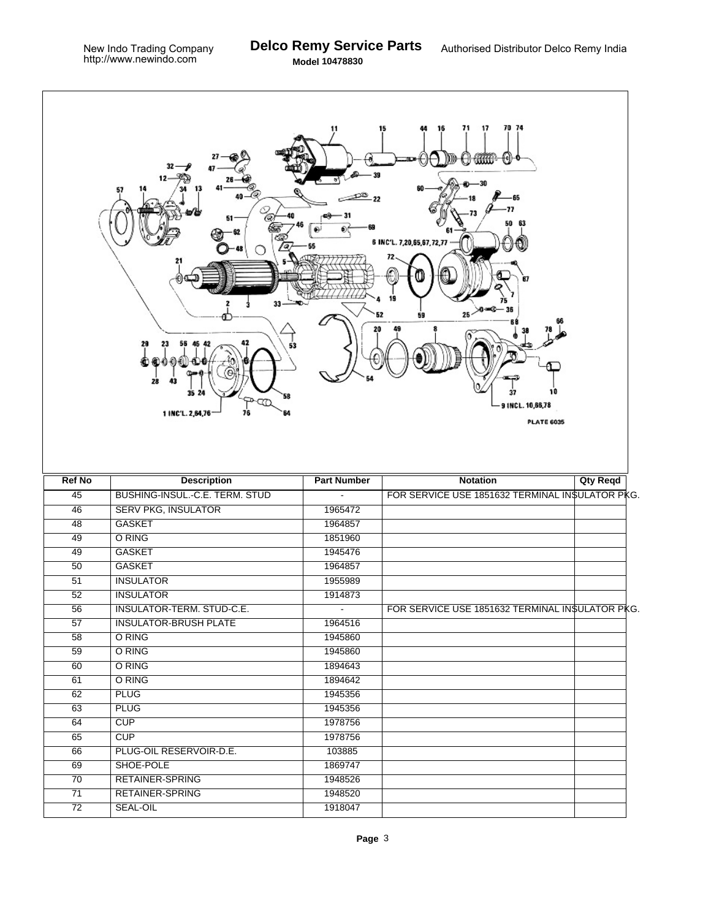New Indo Trading Company
http://www.newindo.com

# Delco Remy Service Parts

**Model 10478830**

Authorised Distributor Delco Remy India

PLATE 6035

| Ref No | Description | Part Number | Notation | Qty Reqd |
|---|---|---|---|---|
| 45 | BUSHING-INSUL.-C.E. TERM. STUD | - | FOR SERVICE USE 1851632 TERMINAL INSULATOR PKG. | |
| 46 | SERV PKG, INSULATOR | 1965472 | | |
| 48 | GASKET | 1964857 | | |
| 49 | O RING | 1851960 | | |
| 49 | GASKET | 1945476 | | |
| 50 | GASKET | 1964857 | | |
| 51 | INSULATOR | 1955989 | | |
| 52 | INSULATOR | 1914873 | | |
| 56 | INSULATOR-TERM. STUD-C.E. | - | FOR SERVICE USE 1851632 TERMINAL INSULATOR PKG. | |
| 57 | INSULATOR-BRUSH PLATE | 1964516 | | |
| 58 | O RING | 1945860 | | |
| 59 | O RING | 1945860 | | |
| 60 | O RING | 1894643 | | |
| 61 | O RING | 1894642 | | |
| 62 | PLUG | 1945356 | | |
| 63 | PLUG | 1945356 | | |
| 64 | CUP | 1978756 | | |
| 65 | CUP | 1978756 | | |
| 66 | PLUG-OIL RESERVOIR-D.E. | 103885 | | |
| 69 | SHOE-POLE | 1869747 | | |
| 70 | RETAINER-SPRING | 1948526 | | |
| 71 | RETAINER-SPRING | 1948520 | | |
| 72 | SEAL-OIL | 1918047 | | |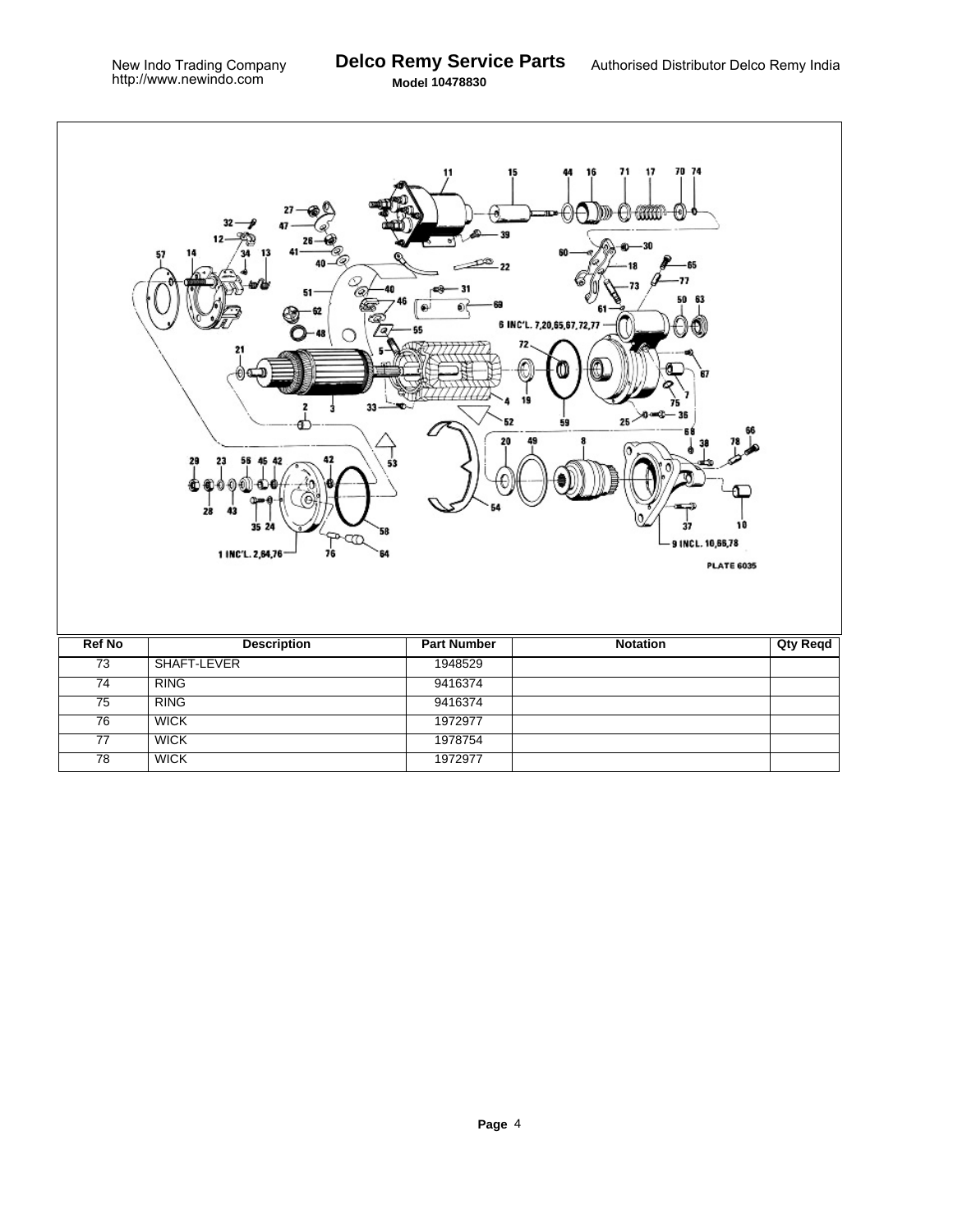| Ref No | Description | Part Number | Notation | Qty Reqd |
|---|---|---|---|---|
| 73 | SHAFT-LEVER | 1948529 | | |
| 74 | RING | 9416374 | | |
| 75 | RING | 9416374 | | |
| 76 | WICK | 1972977 | | |
| 77 | WICK | 1978754 | | |
| 78 | WICK | 1972977 | | |